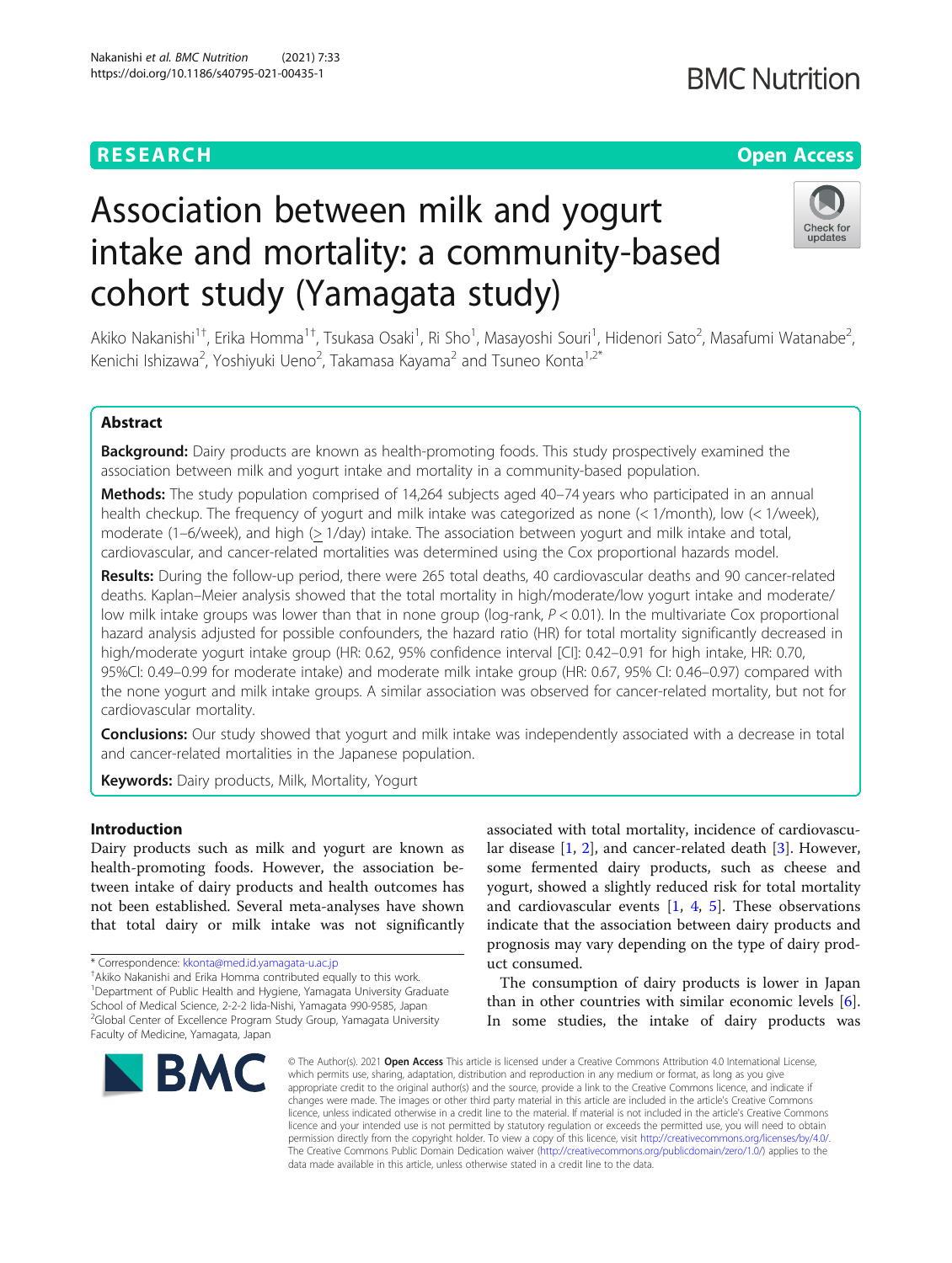# RESEARCH

# Association between milk and yogurt intake and mortality: a community-based cohort study (Yamagata study)

Akiko Nakanishi[1†], Erika Homma[1†], Tsukasa Osaki[1], Ri Sho[1], Masayoshi Souri[1], Hidenori Sato[2], Masafumi Watanabe[2], Kenichi Ishizawa[2], Yoshiyuki Ueno[2], Takamasa Kayama[2] and Tsuneo Konta[1,2*]

## Abstract

**Background:** Dairy products are known as health-promoting foods. This study prospectively examined the association between milk and yogurt intake and mortality in a community-based population.

**Methods:** The study population comprised of 14,264 subjects aged 40–74 years who participated in an annual health checkup. The frequency of yogurt and milk intake was categorized as none (< 1/month), low (< 1/week), moderate (1–6/week), and high (≥ 1/day) intake. The association between yogurt and milk intake and total, cardiovascular, and cancer-related mortalities was determined using the Cox proportional hazards model.

**Results:** During the follow-up period, there were 265 total deaths, 40 cardiovascular deaths and 90 cancer-related deaths. Kaplan–Meier analysis showed that the total mortality in high/moderate/low yogurt intake and moderate/low milk intake groups was lower than that in none group (log-rank, $P < 0.01$). In the multivariate Cox proportional hazard analysis adjusted for possible confounders, the hazard ratio (HR) for total mortality significantly decreased in high/moderate yogurt intake group (HR: 0.62, 95% confidence interval [CI]: 0.42–0.91 for high intake, HR: 0.70, 95%CI: 0.49–0.99 for moderate intake) and moderate milk intake group (HR: 0.67, 95% CI: 0.46–0.97) compared with the none yogurt and milk intake groups. A similar association was observed for cancer-related mortality, but not for cardiovascular mortality.

**Conclusions:** Our study showed that yogurt and milk intake was independently associated with a decrease in total and cancer-related mortalities in the Japanese population.

**Keywords:** Dairy products, Milk, Mortality, Yogurt

## Introduction

Dairy products such as milk and yogurt are known as health-promoting foods. However, the association between intake of dairy products and health outcomes has not been established. Several meta-analyses have shown that total dairy or milk intake was not significantly associated with total mortality, incidence of cardiovascular disease [1, 2], and cancer-related death [3]. However, some fermented dairy products, such as cheese and yogurt, showed a slightly reduced risk for total mortality and cardiovascular events [1, 4, 5]. These observations indicate that the association between dairy products and prognosis may vary depending on the type of dairy product consumed.

The consumption of dairy products is lower in Japan than in other countries with similar economic levels [6]. In some studies, the intake of dairy products was

---

\* Correspondence: kkonta@med.id.yamagata-u.ac.jp

†Akiko Nakanishi and Erika Homma contributed equally to this work.

[1]Department of Public Health and Hygiene, Yamagata University Graduate School of Medical Science, 2-2-2 Iida-Nishi, Yamagata 990-9585, Japan

[2]Global Center of Excellence Program Study Group, Yamagata University Faculty of Medicine, Yamagata, Japan

© The Author(s). 2021 **Open Access** This article is licensed under a Creative Commons Attribution 4.0 International License, which permits use, sharing, adaptation, distribution and reproduction in any medium or format, as long as you give appropriate credit to the original author(s) and the source, provide a link to the Creative Commons licence, and indicate if changes were made. The images or other third party material in this article are included in the article's Creative Commons licence, unless indicated otherwise in a credit line to the material. If material is not included in the article's Creative Commons licence and your intended use is not permitted by statutory regulation or exceeds the permitted use, you will need to obtain permission directly from the copyright holder. To view a copy of this licence, visit http://creativecommons.org/licenses/by/4.0/. The Creative Commons Public Domain Dedication waiver (http://creativecommons.org/publicdomain/zero/1.0/) applies to the data made available in this article, unless otherwise stated in a credit line to the data.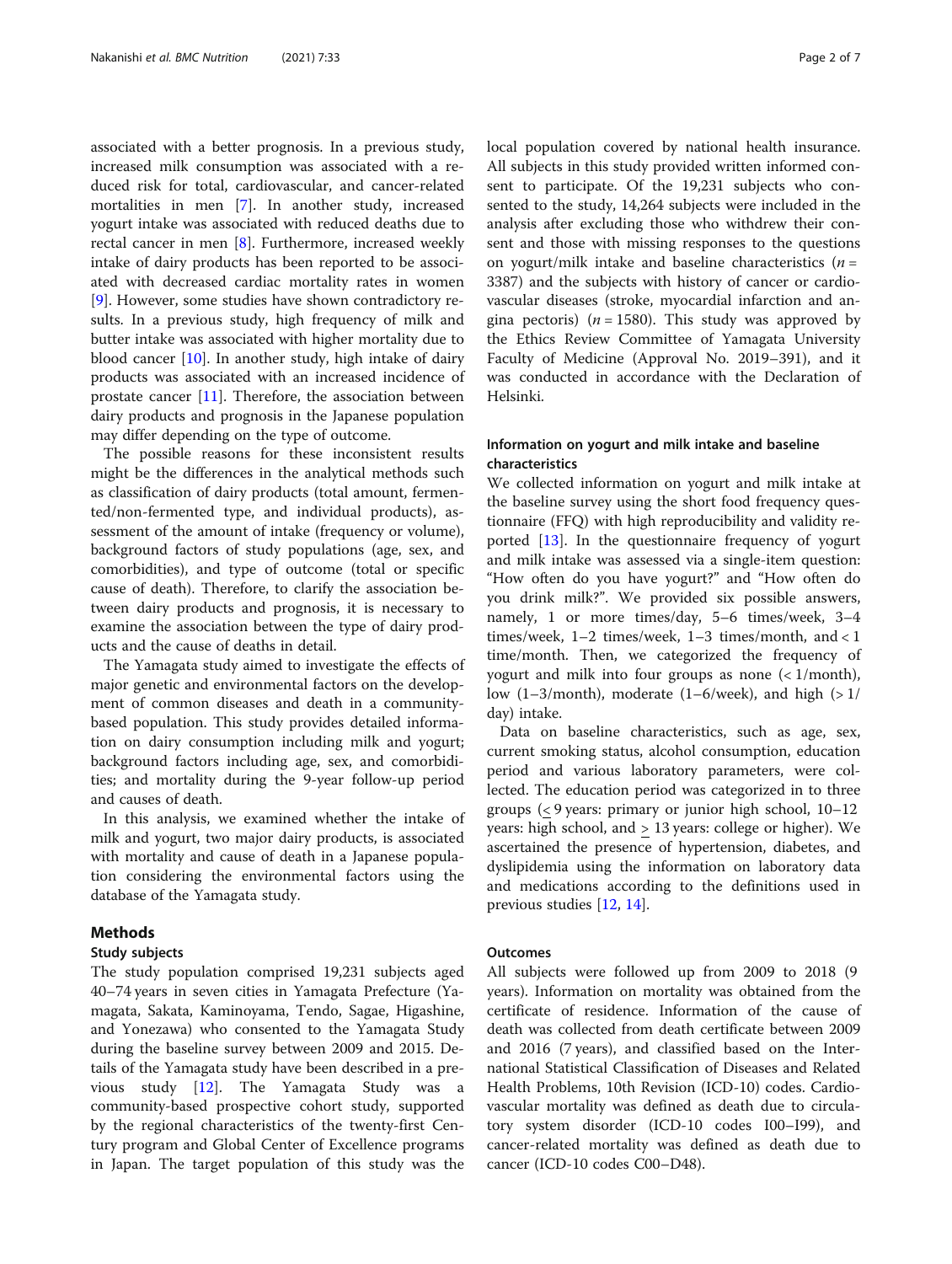associated with a better prognosis. In a previous study, increased milk consumption was associated with a reduced risk for total, cardiovascular, and cancer-related mortalities in men [7]. In another study, increased yogurt intake was associated with reduced deaths due to rectal cancer in men [8]. Furthermore, increased weekly intake of dairy products has been reported to be associated with decreased cardiac mortality rates in women [9]. However, some studies have shown contradictory results. In a previous study, high frequency of milk and butter intake was associated with higher mortality due to blood cancer [10]. In another study, high intake of dairy products was associated with an increased incidence of prostate cancer [11]. Therefore, the association between dairy products and prognosis in the Japanese population may differ depending on the type of outcome.

The possible reasons for these inconsistent results might be the differences in the analytical methods such as classification of dairy products (total amount, fermented/non-fermented type, and individual products), assessment of the amount of intake (frequency or volume), background factors of study populations (age, sex, and comorbidities), and type of outcome (total or specific cause of death). Therefore, to clarify the association between dairy products and prognosis, it is necessary to examine the association between the type of dairy products and the cause of deaths in detail.

The Yamagata study aimed to investigate the effects of major genetic and environmental factors on the development of common diseases and death in a community-based population. This study provides detailed information on dairy consumption including milk and yogurt; background factors including age, sex, and comorbidities; and mortality during the 9-year follow-up period and causes of death.

In this analysis, we examined whether the intake of milk and yogurt, two major dairy products, is associated with mortality and cause of death in a Japanese population considering the environmental factors using the database of the Yamagata study.

## Methods

### Study subjects

The study population comprised 19,231 subjects aged 40–74 years in seven cities in Yamagata Prefecture (Yamagata, Sakata, Kaminoyama, Tendo, Sagae, Higashine, and Yonezawa) who consented to the Yamagata Study during the baseline survey between 2009 and 2015. Details of the Yamagata study have been described in a previous study [12]. The Yamagata Study was a community-based prospective cohort study, supported by the regional characteristics of the twenty-first Century program and Global Center of Excellence programs in Japan. The target population of this study was the local population covered by national health insurance. All subjects in this study provided written informed consent to participate. Of the 19,231 subjects who consented to the study, 14,264 subjects were included in the analysis after excluding those who withdrew their consent and those with missing responses to the questions on yogurt/milk intake and baseline characteristics ($n$ = 3387) and the subjects with history of cancer or cardiovascular diseases (stroke, myocardial infarction and angina pectoris) ($n$ = 1580). This study was approved by the Ethics Review Committee of Yamagata University Faculty of Medicine (Approval No. 2019–391), and it was conducted in accordance with the Declaration of Helsinki.

### Information on yogurt and milk intake and baseline characteristics

We collected information on yogurt and milk intake at the baseline survey using the short food frequency questionnaire (FFQ) with high reproducibility and validity reported [13]. In the questionnaire frequency of yogurt and milk intake was assessed via a single-item question: "How often do you have yogurt?" and "How often do you drink milk?". We provided six possible answers, namely, 1 or more times/day, 5–6 times/week, 3–4 times/week, 1–2 times/week, 1–3 times/month, and < 1 time/month. Then, we categorized the frequency of yogurt and milk into four groups as none (< 1/month), low (1–3/month), moderate (1–6/week), and high (> 1/day) intake.

Data on baseline characteristics, such as age, sex, current smoking status, alcohol consumption, education period and various laboratory parameters, were collected. The education period was categorized in to three groups (≤ 9 years: primary or junior high school, 10–12 years: high school, and ≥ 13 years: college or higher). We ascertained the presence of hypertension, diabetes, and dyslipidemia using the information on laboratory data and medications according to the definitions used in previous studies [12, 14].

### Outcomes

All subjects were followed up from 2009 to 2018 (9 years). Information on mortality was obtained from the certificate of residence. Information of the cause of death was collected from death certificate between 2009 and 2016 (7 years), and classified based on the International Statistical Classification of Diseases and Related Health Problems, 10th Revision (ICD-10) codes. Cardiovascular mortality was defined as death due to circulatory system disorder (ICD-10 codes I00–I99), and cancer-related mortality was defined as death due to cancer (ICD-10 codes C00–D48).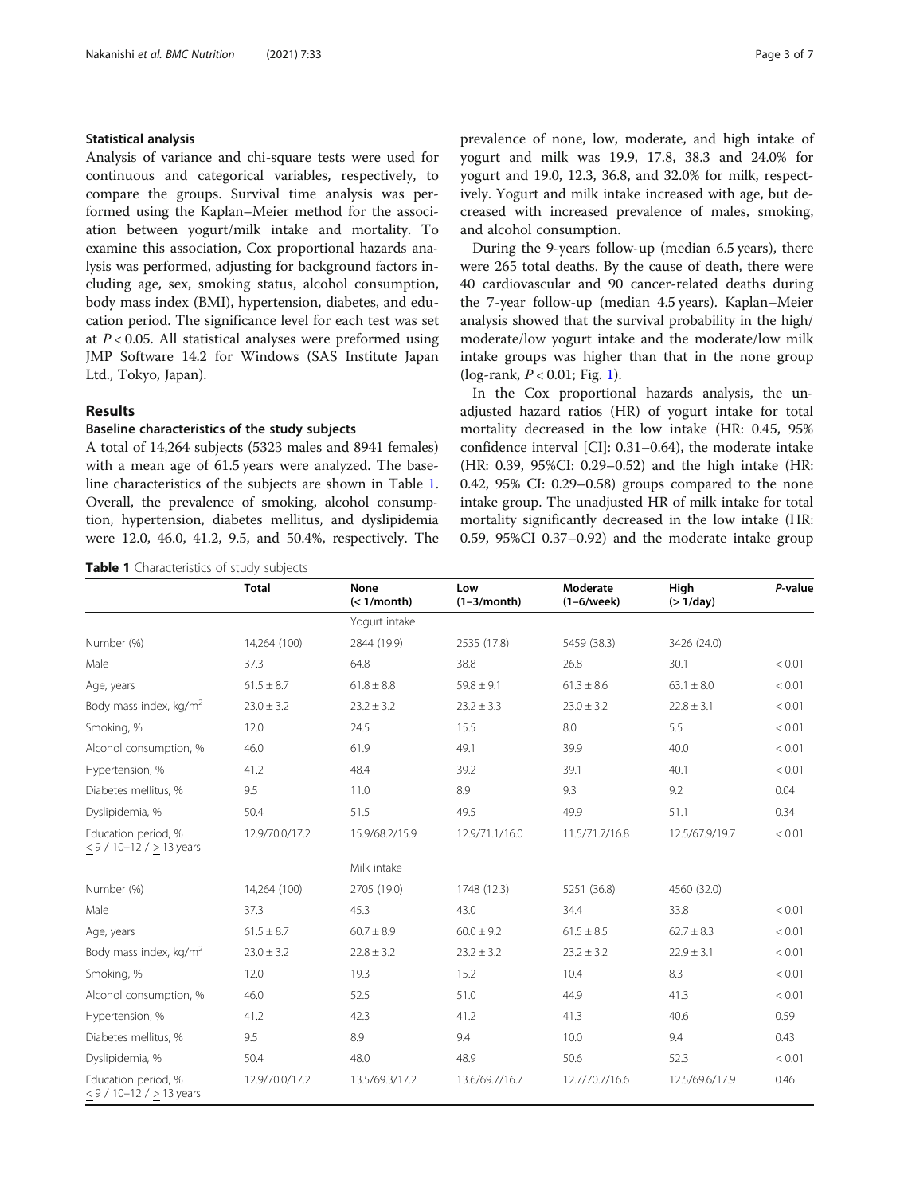### Statistical analysis

Analysis of variance and chi-square tests were used for continuous and categorical variables, respectively, to compare the groups. Survival time analysis was performed using the Kaplan–Meier method for the association between yogurt/milk intake and mortality. To examine this association, Cox proportional hazards analysis was performed, adjusting for background factors including age, sex, smoking status, alcohol consumption, body mass index (BMI), hypertension, diabetes, and education period. The significance level for each test was set at $P < 0.05$. All statistical analyses were preformed using JMP Software 14.2 for Windows (SAS Institute Japan Ltd., Tokyo, Japan).

## Results

### Baseline characteristics of the study subjects

A total of 14,264 subjects (5323 males and 8941 females) with a mean age of 61.5 years were analyzed. The baseline characteristics of the subjects are shown in Table 1. Overall, the prevalence of smoking, alcohol consumption, hypertension, diabetes mellitus, and dyslipidemia were 12.0, 46.0, 41.2, 9.5, and 50.4%, respectively. The prevalence of none, low, moderate, and high intake of yogurt and milk was 19.9, 17.8, 38.3 and 24.0% for yogurt and 19.0, 12.3, 36.8, and 32.0% for milk, respectively. Yogurt and milk intake increased with age, but decreased with increased prevalence of males, smoking, and alcohol consumption.

During the 9-years follow-up (median 6.5 years), there were 265 total deaths. By the cause of death, there were 40 cardiovascular and 90 cancer-related deaths during the 7-year follow-up (median 4.5 years). Kaplan–Meier analysis showed that the survival probability in the high/moderate/low yogurt intake and the moderate/low milk intake groups was higher than that in the none group (log-rank, $P < 0.01$; Fig. 1).

In the Cox proportional hazards analysis, the unadjusted hazard ratios (HR) of yogurt intake for total mortality decreased in the low intake (HR: 0.45, 95% confidence interval [CI]: 0.31–0.64), the moderate intake (HR: 0.39, 95%CI: 0.29–0.52) and the high intake (HR: 0.42, 95% CI: 0.29–0.58) groups compared to the none intake group. The unadjusted HR of milk intake for total mortality significantly decreased in the low intake (HR: 0.59, 95%CI 0.37–0.92) and the moderate intake group

**Table 1** Characteristics of study subjects

| | Total | None (< 1/month) | Low (1–3/month) | Moderate (1–6/week) | High (≥ 1/day) | *P*-value |
|---|---|---|---|---|---|---|
| | | Yogurt intake | | | | |
| Number (%) | 14,264 (100) | 2844 (19.9) | 2535 (17.8) | 5459 (38.3) | 3426 (24.0) | |
| Male | 37.3 | 64.8 | 38.8 | 26.8 | 30.1 | < 0.01 |
| Age, years | 61.5 ± 8.7 | 61.8 ± 8.8 | 59.8 ± 9.1 | 61.3 ± 8.6 | 63.1 ± 8.0 | < 0.01 |
| Body mass index, kg/m$^2$ | 23.0 ± 3.2 | 23.2 ± 3.2 | 23.2 ± 3.3 | 23.0 ± 3.2 | 22.8 ± 3.1 | < 0.01 |
| Smoking, % | 12.0 | 24.5 | 15.5 | 8.0 | 5.5 | < 0.01 |
| Alcohol consumption, % | 46.0 | 61.9 | 49.1 | 39.9 | 40.0 | < 0.01 |
| Hypertension, % | 41.2 | 48.4 | 39.2 | 39.1 | 40.1 | < 0.01 |
| Diabetes mellitus, % | 9.5 | 11.0 | 8.9 | 9.3 | 9.2 | 0.04 |
| Dyslipidemia, % | 50.4 | 51.5 | 49.5 | 49.9 | 51.1 | 0.34 |
| Education period, % ≤ 9 / 10–12 / ≥ 13 years | 12.9/70.0/17.2 | 15.9/68.2/15.9 | 12.9/71.1/16.0 | 11.5/71.7/16.8 | 12.5/67.9/19.7 | < 0.01 |
| | | Milk intake | | | | |
| Number (%) | 14,264 (100) | 2705 (19.0) | 1748 (12.3) | 5251 (36.8) | 4560 (32.0) | |
| Male | 37.3 | 45.3 | 43.0 | 34.4 | 33.8 | < 0.01 |
| Age, years | 61.5 ± 8.7 | 60.7 ± 8.9 | 60.0 ± 9.2 | 61.5 ± 8.5 | 62.7 ± 8.3 | < 0.01 |
| Body mass index, kg/m$^2$ | 23.0 ± 3.2 | 22.8 ± 3.2 | 23.2 ± 3.2 | 23.2 ± 3.2 | 22.9 ± 3.1 | < 0.01 |
| Smoking, % | 12.0 | 19.3 | 15.2 | 10.4 | 8.3 | < 0.01 |
| Alcohol consumption, % | 46.0 | 52.5 | 51.0 | 44.9 | 41.3 | < 0.01 |
| Hypertension, % | 41.2 | 42.3 | 41.2 | 41.3 | 40.6 | 0.59 |
| Diabetes mellitus, % | 9.5 | 8.9 | 9.4 | 10.0 | 9.4 | 0.43 |
| Dyslipidemia, % | 50.4 | 48.0 | 48.9 | 50.6 | 52.3 | < 0.01 |
| Education period, % ≤ 9 / 10–12 / ≥ 13 years | 12.9/70.0/17.2 | 13.5/69.3/17.2 | 13.6/69.7/16.7 | 12.7/70.7/16.6 | 12.5/69.6/17.9 | 0.46 |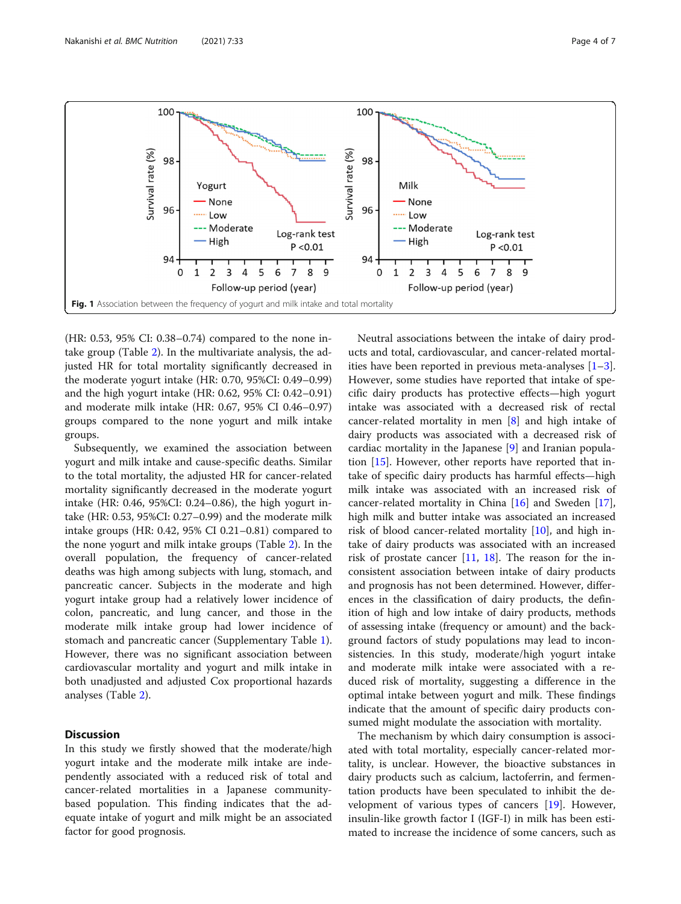Fig. 1 Association between the frequency of yogurt and milk intake and total mortality

(HR: 0.53, 95% CI: 0.38–0.74) compared to the none intake group (Table 2). In the multivariate analysis, the adjusted HR for total mortality significantly decreased in the moderate yogurt intake (HR: 0.70, 95%CI: 0.49–0.99) and the high yogurt intake (HR: 0.62, 95% CI: 0.42–0.91) and moderate milk intake (HR: 0.67, 95% CI 0.46–0.97) groups compared to the none yogurt and milk intake groups.

Subsequently, we examined the association between yogurt and milk intake and cause-specific deaths. Similar to the total mortality, the adjusted HR for cancer-related mortality significantly decreased in the moderate yogurt intake (HR: 0.46, 95%CI: 0.24–0.86), the high yogurt intake (HR: 0.53, 95%CI: 0.27–0.99) and the moderate milk intake groups (HR: 0.42, 95% CI 0.21–0.81) compared to the none yogurt and milk intake groups (Table 2). In the overall population, the frequency of cancer-related deaths was high among subjects with lung, stomach, and pancreatic cancer. Subjects in the moderate and high yogurt intake group had a relatively lower incidence of colon, pancreatic, and lung cancer, and those in the moderate milk intake group had lower incidence of stomach and pancreatic cancer (Supplementary Table 1). However, there was no significant association between cardiovascular mortality and yogurt and milk intake in both unadjusted and adjusted Cox proportional hazards analyses (Table 2).

## Discussion

In this study we firstly showed that the moderate/high yogurt intake and the moderate milk intake are independently associated with a reduced risk of total and cancer-related mortalities in a Japanese community-based population. This finding indicates that the adequate intake of yogurt and milk might be an associated factor for good prognosis.

Neutral associations between the intake of dairy products and total, cardiovascular, and cancer-related mortalities have been reported in previous meta-analyses [1–3]. However, some studies have reported that intake of specific dairy products has protective effects—high yogurt intake was associated with a decreased risk of rectal cancer-related mortality in men [8] and high intake of dairy products was associated with a decreased risk of cardiac mortality in the Japanese [9] and Iranian population [15]. However, other reports have reported that intake of specific dairy products has harmful effects—high milk intake was associated with an increased risk of cancer-related mortality in China [16] and Sweden [17], high milk and butter intake was associated an increased risk of blood cancer-related mortality [10], and high intake of dairy products was associated with an increased risk of prostate cancer [11, 18]. The reason for the inconsistent association between intake of dairy products and prognosis has not been determined. However, differences in the classification of dairy products, the definition of high and low intake of dairy products, methods of assessing intake (frequency or amount) and the background factors of study populations may lead to inconsistencies. In this study, moderate/high yogurt intake and moderate milk intake were associated with a reduced risk of mortality, suggesting a difference in the optimal intake between yogurt and milk. These findings indicate that the amount of specific dairy products consumed might modulate the association with mortality.

The mechanism by which dairy consumption is associated with total mortality, especially cancer-related mortality, is unclear. However, the bioactive substances in dairy products such as calcium, lactoferrin, and fermentation products have been speculated to inhibit the development of various types of cancers [19]. However, insulin-like growth factor I (IGF-I) in milk has been estimated to increase the incidence of some cancers, such as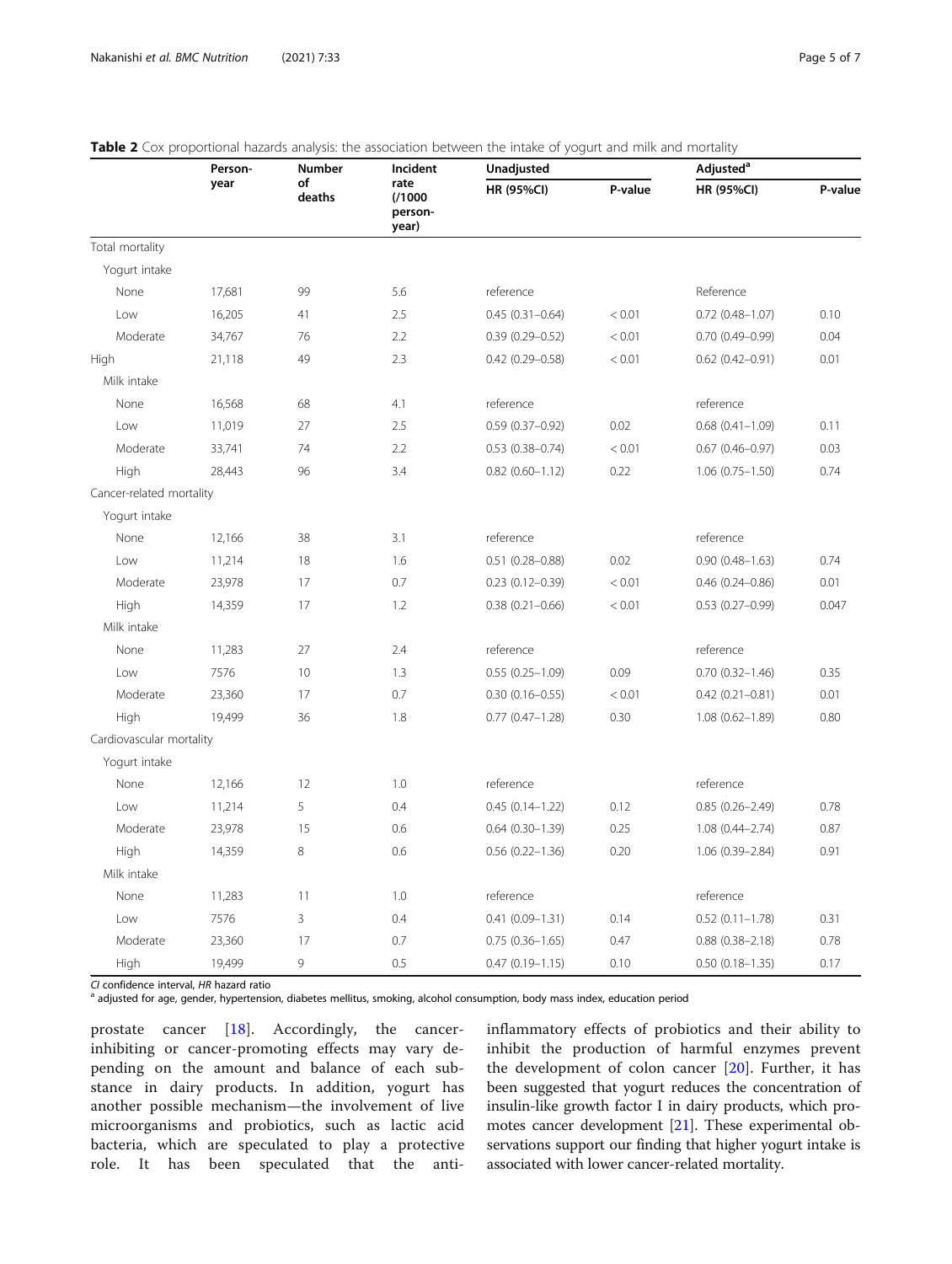**Table 2** Cox proportional hazards analysis: the association between the intake of yogurt and milk and mortality

| | Person-year | Number of deaths | Incident rate (/1000 person-year) | Unadjusted | | Adjusted[a] | |
|---|---|---|---|---|---|---|---|
| | | | | HR (95%CI) | P-value | HR (95%CI) | P-value |
| Total mortality | | | | | | | |
| Yogurt intake | | | | | | | |
| None | 17,681 | 99 | 5.6 | reference | | Reference | |
| Low | 16,205 | 41 | 2.5 | 0.45 (0.31–0.64) | < 0.01 | 0.72 (0.48–1.07) | 0.10 |
| Moderate | 34,767 | 76 | 2.2 | 0.39 (0.29–0.52) | < 0.01 | 0.70 (0.49–0.99) | 0.04 |
| High | 21,118 | 49 | 2.3 | 0.42 (0.29–0.58) | < 0.01 | 0.62 (0.42–0.91) | 0.01 |
| Milk intake | | | | | | | |
| None | 16,568 | 68 | 4.1 | reference | | reference | |
| Low | 11,019 | 27 | 2.5 | 0.59 (0.37–0.92) | 0.02 | 0.68 (0.41–1.09) | 0.11 |
| Moderate | 33,741 | 74 | 2.2 | 0.53 (0.38–0.74) | < 0.01 | 0.67 (0.46–0.97) | 0.03 |
| High | 28,443 | 96 | 3.4 | 0.82 (0.60–1.12) | 0.22 | 1.06 (0.75–1.50) | 0.74 |
| Cancer-related mortality | | | | | | | |
| Yogurt intake | | | | | | | |
| None | 12,166 | 38 | 3.1 | reference | | reference | |
| Low | 11,214 | 18 | 1.6 | 0.51 (0.28–0.88) | 0.02 | 0.90 (0.48–1.63) | 0.74 |
| Moderate | 23,978 | 17 | 0.7 | 0.23 (0.12–0.39) | < 0.01 | 0.46 (0.24–0.86) | 0.01 |
| High | 14,359 | 17 | 1.2 | 0.38 (0.21–0.66) | < 0.01 | 0.53 (0.27–0.99) | 0.047 |
| Milk intake | | | | | | | |
| None | 11,283 | 27 | 2.4 | reference | | reference | |
| Low | 7576 | 10 | 1.3 | 0.55 (0.25–1.09) | 0.09 | 0.70 (0.32–1.46) | 0.35 |
| Moderate | 23,360 | 17 | 0.7 | 0.30 (0.16–0.55) | < 0.01 | 0.42 (0.21–0.81) | 0.01 |
| High | 19,499 | 36 | 1.8 | 0.77 (0.47–1.28) | 0.30 | 1.08 (0.62–1.89) | 0.80 |
| Cardiovascular mortality | | | | | | | |
| Yogurt intake | | | | | | | |
| None | 12,166 | 12 | 1.0 | reference | | reference | |
| Low | 11,214 | 5 | 0.4 | 0.45 (0.14–1.22) | 0.12 | 0.85 (0.26–2.49) | 0.78 |
| Moderate | 23,978 | 15 | 0.6 | 0.64 (0.30–1.39) | 0.25 | 1.08 (0.44–2.74) | 0.87 |
| High | 14,359 | 8 | 0.6 | 0.56 (0.22–1.36) | 0.20 | 1.06 (0.39–2.84) | 0.91 |
| Milk intake | | | | | | | |
| None | 11,283 | 11 | 1.0 | reference | | reference | |
| Low | 7576 | 3 | 0.4 | 0.41 (0.09–1.31) | 0.14 | 0.52 (0.11–1.78) | 0.31 |
| Moderate | 23,360 | 17 | 0.7 | 0.75 (0.36–1.65) | 0.47 | 0.88 (0.38–2.18) | 0.78 |
| High | 19,499 | 9 | 0.5 | 0.47 (0.19–1.15) | 0.10 | 0.50 (0.18–1.35) | 0.17 |

*CI* confidence interval, *HR* hazard ratio

[a] adjusted for age, gender, hypertension, diabetes mellitus, smoking, alcohol consumption, body mass index, education period

prostate cancer [18]. Accordingly, the cancer-inhibiting or cancer-promoting effects may vary depending on the amount and balance of each substance in dairy products. In addition, yogurt has another possible mechanism—the involvement of live microorganisms and probiotics, such as lactic acid bacteria, which are speculated to play a protective role. It has been speculated that the anti-inflammatory effects of probiotics and their ability to inhibit the production of harmful enzymes prevent the development of colon cancer [20]. Further, it has been suggested that yogurt reduces the concentration of insulin-like growth factor I in dairy products, which promotes cancer development [21]. These experimental observations support our finding that higher yogurt intake is associated with lower cancer-related mortality.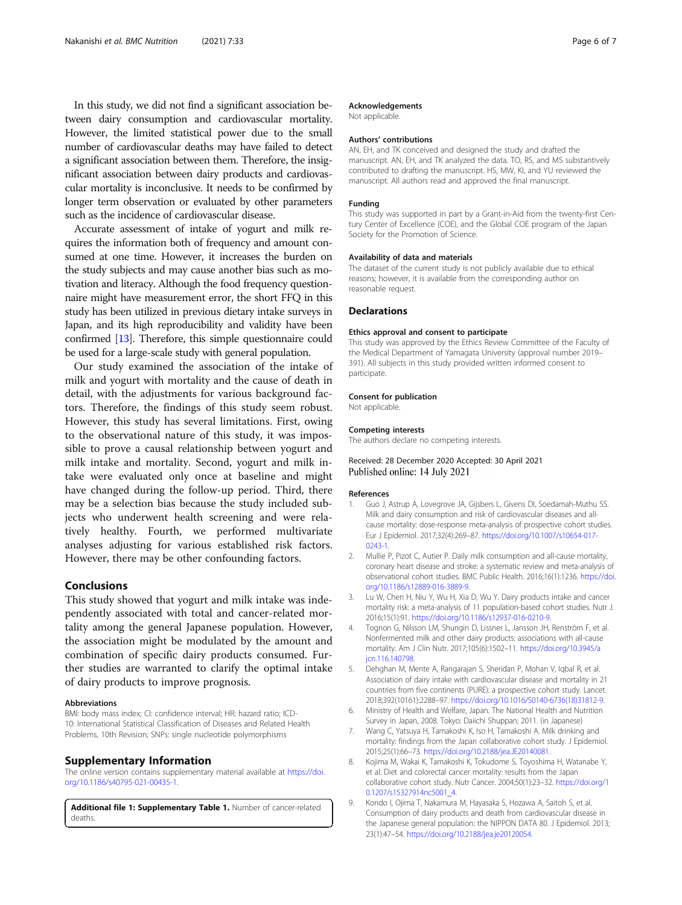In this study, we did not find a significant association between dairy consumption and cardiovascular mortality. However, the limited statistical power due to the small number of cardiovascular deaths may have failed to detect a significant association between them. Therefore, the insignificant association between dairy products and cardiovascular mortality is inconclusive. It needs to be confirmed by longer term observation or evaluated by other parameters such as the incidence of cardiovascular disease.

Accurate assessment of intake of yogurt and milk requires the information both of frequency and amount consumed at one time. However, it increases the burden on the study subjects and may cause another bias such as motivation and literacy. Although the food frequency questionnaire might have measurement error, the short FFQ in this study has been utilized in previous dietary intake surveys in Japan, and its high reproducibility and validity have been confirmed [13]. Therefore, this simple questionnaire could be used for a large-scale study with general population.

Our study examined the association of the intake of milk and yogurt with mortality and the cause of death in detail, with the adjustments for various background factors. Therefore, the findings of this study seem robust. However, this study has several limitations. First, owing to the observational nature of this study, it was impossible to prove a causal relationship between yogurt and milk intake and mortality. Second, yogurt and milk intake were evaluated only once at baseline and might have changed during the follow-up period. Third, there may be a selection bias because the study included subjects who underwent health screening and were relatively healthy. Fourth, we performed multivariate analyses adjusting for various established risk factors. However, there may be other confounding factors.

## Conclusions

This study showed that yogurt and milk intake was independently associated with total and cancer-related mortality among the general Japanese population. However, the association might be modulated by the amount and combination of specific dairy products consumed. Further studies are warranted to clarify the optimal intake of dairy products to improve prognosis.

#### Abbreviations

BMI: body mass index; CI: confidence interval; HR: hazard ratio; ICD-10: International Statistical Classification of Diseases and Related Health Problems, 10th Revision; SNPs: single nucleotide polymorphisms

## Supplementary Information

The online version contains supplementary material available at https://doi.org/10.1186/s40795-021-00435-1.

**Additional file 1: Supplementary Table 1.** Number of cancer-related deaths.

#### Acknowledgements

Not applicable.

#### Authors' contributions

AN, EH, and TK conceived and designed the study and drafted the manuscript. AN, EH, and TK analyzed the data. TO, RS, and MS substantively contributed to drafting the manuscript. HS, MW, KI, and YU reviewed the manuscript. All authors read and approved the final manuscript.

#### Funding

This study was supported in part by a Grant-in-Aid from the twenty-first Century Center of Excellence (COE), and the Global COE program of the Japan Society for the Promotion of Science.

#### Availability of data and materials

The dataset of the current study is not publicly available due to ethical reasons; however, it is available from the corresponding author on reasonable request.

## Declarations

#### Ethics approval and consent to participate

This study was approved by the Ethics Review Committee of the Faculty of the Medical Department of Yamagata University (approval number 2019–391). All subjects in this study provided written informed consent to participate.

#### Consent for publication

Not applicable.

#### Competing interests

The authors declare no competing interests.

Received: 28 December 2020 Accepted: 30 April 2021
Published online: 14 July 2021

#### References

1. Guo J, Astrup A, Lovegrove JA, Gijsbers L, Givens DI, Soedamah-Muthu SS. Milk and dairy consumption and risk of cardiovascular diseases and all-cause mortality: dose-response meta-analysis of prospective cohort studies. Eur J Epidemiol. 2017;32(4):269–87. https://doi.org/10.1007/s10654-017-0243-1.
2. Mullie P, Pizot C, Autier P. Daily milk consumption and all-cause mortality, coronary heart disease and stroke: a systematic review and meta-analysis of observational cohort studies. BMC Public Health. 2016;16(1):1236. https://doi.org/10.1186/s12889-016-3889-9.
3. Lu W, Chen H, Niu Y, Wu H, Xia D, Wu Y. Dairy products intake and cancer mortality risk: a meta-analysis of 11 population-based cohort studies. Nutr J. 2016;15(1):91. https://doi.org/10.1186/s12937-016-0210-9.
4. Tognon G, Nilsson LM, Shungin D, Lissner L, Jansson JH, Renström F, et al. Nonfermented milk and other dairy products: associations with all-cause mortality. Am J Clin Nutr. 2017;105(6):1502–11. https://doi.org/10.3945/ajcn.116.140798.
5. Dehghan M, Mente A, Rangarajan S, Sheridan P, Mohan V, Iqbal R, et al. Association of dairy intake with cardiovascular disease and mortality in 21 countries from five continents (PURE): a prospective cohort study. Lancet. 2018;392(10161):2288–97. https://doi.org/10.1016/S0140-6736(18)31812-9.
6. Ministry of Health and Welfare, Japan. The National Health and Nutrition Survey in Japan, 2008. Tokyo: Daiichi Shuppan; 2011. (in Japanese)
7. Wang C, Yatsuya H, Tamakoshi K, Iso H, Tamakoshi A. Milk drinking and mortality: findings from the Japan collaborative cohort study. J Epidemiol. 2015;25(1):66–73. https://doi.org/10.2188/jea.JE20140081.
8. Kojima M, Wakai K, Tamakoshi K, Tokudome S, Toyoshima H, Watanabe Y, et al. Diet and colorectal cancer mortality: results from the Japan collaborative cohort study. Nutr Cancer. 2004;50(1):23–32. https://doi.org/10.1207/s15327914nc5001_4.
9. Kondo I, Ojima T, Nakamura M, Hayasaka S, Hozawa A, Saitoh S, et al. Consumption of dairy products and death from cardiovascular disease in the Japanese general population: the NIPPON DATA 80. J Epidemiol. 2013;23(1):47–54. https://doi.org/10.2188/jea.je20120054.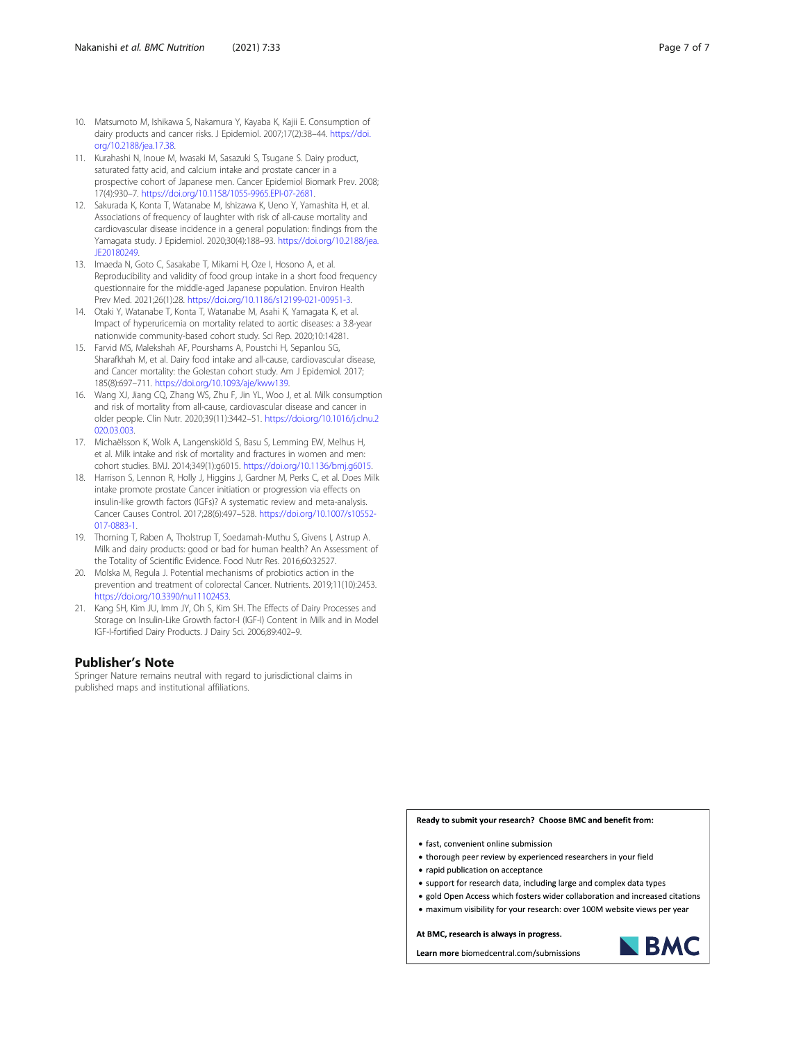10. Matsumoto M, Ishikawa S, Nakamura Y, Kayaba K, Kajii E. Consumption of dairy products and cancer risks. J Epidemiol. 2007;17(2):38–44. https://doi.org/10.2188/jea.17.38.
11. Kurahashi N, Inoue M, Iwasaki M, Sasazuki S, Tsugane S. Dairy product, saturated fatty acid, and calcium intake and prostate cancer in a prospective cohort of Japanese men. Cancer Epidemiol Biomark Prev. 2008; 17(4):930–7. https://doi.org/10.1158/1055-9965.EPI-07-2681.
12. Sakurada K, Konta T, Watanabe M, Ishizawa K, Ueno Y, Yamashita H, et al. Associations of frequency of laughter with risk of all-cause mortality and cardiovascular disease incidence in a general population: findings from the Yamagata study. J Epidemiol. 2020;30(4):188–93. https://doi.org/10.2188/jea.JE20180249.
13. Imaeda N, Goto C, Sasakabe T, Mikami H, Oze I, Hosono A, et al. Reproducibility and validity of food group intake in a short food frequency questionnaire for the middle-aged Japanese population. Environ Health Prev Med. 2021;26(1):28. https://doi.org/10.1186/s12199-021-00951-3.
14. Otaki Y, Watanabe T, Konta T, Watanabe M, Asahi K, Yamagata K, et al. Impact of hyperuricemia on mortality related to aortic diseases: a 3.8-year nationwide community-based cohort study. Sci Rep. 2020;10:14281.
15. Farvid MS, Malekshah AF, Pourshams A, Poustchi H, Sepanlou SG, Sharafkhah M, et al. Dairy food intake and all-cause, cardiovascular disease, and Cancer mortality: the Golestan cohort study. Am J Epidemiol. 2017; 185(8):697–711. https://doi.org/10.1093/aje/kww139.
16. Wang XJ, Jiang CQ, Zhang WS, Zhu F, Jin YL, Woo J, et al. Milk consumption and risk of mortality from all-cause, cardiovascular disease and cancer in older people. Clin Nutr. 2020;39(11):3442–51. https://doi.org/10.1016/j.clnu.2020.03.003.
17. Michaëlsson K, Wolk A, Langenskiöld S, Basu S, Lemming EW, Melhus H, et al. Milk intake and risk of mortality and fractures in women and men: cohort studies. BMJ. 2014;349(1):g6015. https://doi.org/10.1136/bmj.g6015.
18. Harrison S, Lennon R, Holly J, Higgins J, Gardner M, Perks C, et al. Does Milk intake promote prostate Cancer initiation or progression via effects on insulin-like growth factors (IGFs)? A systematic review and meta-analysis. Cancer Causes Control. 2017;28(6):497–528. https://doi.org/10.1007/s10552-017-0883-1.
19. Thorning T, Raben A, Tholstrup T, Soedamah-Muthu S, Givens I, Astrup A. Milk and dairy products: good or bad for human health? An Assessment of the Totality of Scientific Evidence. Food Nutr Res. 2016;60:32527.
20. Molska M, Regula J. Potential mechanisms of probiotics action in the prevention and treatment of colorectal Cancer. Nutrients. 2019;11(10):2453. https://doi.org/10.3390/nu11102453.
21. Kang SH, Kim JU, Imm JY, Oh S, Kim SH. The Effects of Dairy Processes and Storage on Insulin-Like Growth factor-I (IGF-I) Content in Milk and in Model IGF-I-fortified Dairy Products. J Dairy Sci. 2006;89:402–9.

## Publisher's Note

Springer Nature remains neutral with regard to jurisdictional claims in published maps and institutional affiliations.

**Ready to submit your research? Choose BMC and benefit from:**

- fast, convenient online submission
- thorough peer review by experienced researchers in your field
- rapid publication on acceptance
- support for research data, including large and complex data types
- gold Open Access which fosters wider collaboration and increased citations
- maximum visibility for your research: over 100M website views per year

**At BMC, research is always in progress.**

**Learn more** biomedcentral.com/submissions

BMC